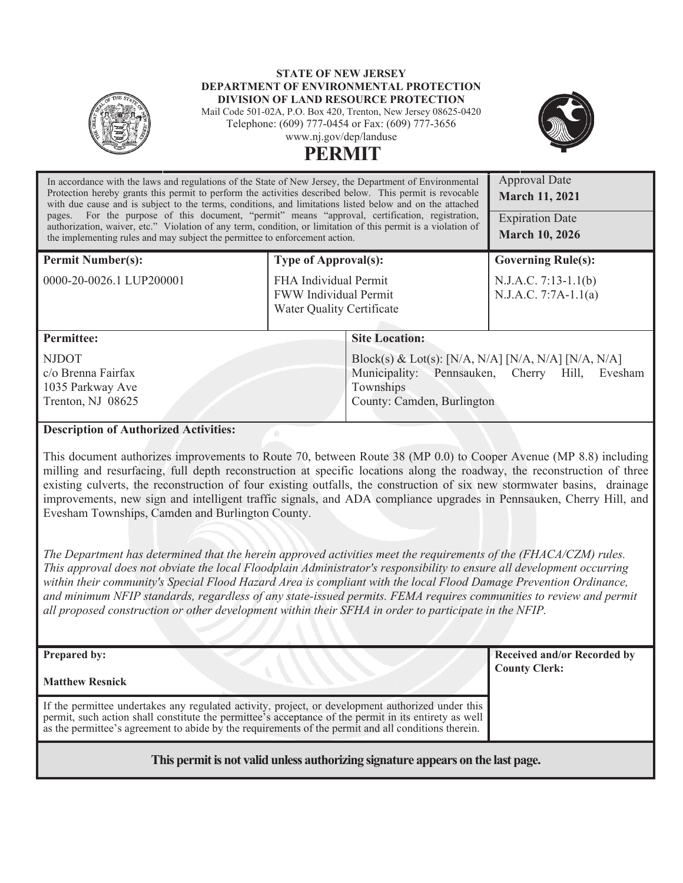**STATE OF NEW JERSEY**
**DEPARTMENT OF ENVIRONMENTAL PROTECTION**
**DIVISION OF LAND RESOURCE PROTECTION**
Mail Code 501-02A, P.O. Box 420, Trenton, New Jersey 08625-0420
Telephone: (609) 777-0454 or Fax: (609) 777-3656
www.nj.gov/dep/landuse

# PERMIT

| In accordance with the laws and regulations of the State of New Jersey, the Department of Environmental Protection hereby grants this permit to perform the activities described below. This permit is revocable with due cause and is subject to the terms, conditions, and limitations listed below and on the attached pages. For the purpose of this document, "permit" means "approval, certification, registration, authorization, waiver, etc." Violation of any term, condition, or limitation of this permit is a violation of the implementing rules and may subject the permittee to enforcement action. | Approval Date **March 11, 2021** Expiration Date **March 10, 2026** |
|---|---|

| **Permit Number(s):** | **Type of Approval(s):** | **Governing Rule(s):** |
|---|---|---|
| 0000-20-0026.1 LUP200001 | FHA Individual Permit<br>FWW Individual Permit<br>Water Quality Certificate | N.J.A.C. 7:13-1.1(b)<br>N.J.A.C. 7:7A-1.1(a) |

| **Permittee:** | **Site Location:** |
|---|---|
| NJDOT<br>c/o Brenna Fairfax<br>1035 Parkway Ave<br>Trenton, NJ 08625 | Block(s) & Lot(s): [N/A, N/A] [N/A, N/A] [N/A, N/A]<br>Municipality: Pennsauken, Cherry Hill, Evesham Townships<br>County: Camden, Burlington |

**Description of Authorized Activities:**

This document authorizes improvements to Route 70, between Route 38 (MP 0.0) to Cooper Avenue (MP 8.8) including milling and resurfacing, full depth reconstruction at specific locations along the roadway, the reconstruction of three existing culverts, the reconstruction of four existing outfalls, the construction of six new stormwater basins, drainage improvements, new sign and intelligent traffic signals, and ADA compliance upgrades in Pennsauken, Cherry Hill, and Evesham Townships, Camden and Burlington County.

*The Department has determined that the herein approved activities meet the requirements of the (FHACA/CZM) rules. This approval does not obviate the local Floodplain Administrator's responsibility to ensure all development occurring within their community's Special Flood Hazard Area is compliant with the local Flood Damage Prevention Ordinance, and minimum NFIP standards, regardless of any state-issued permits. FEMA requires communities to review and permit all proposed construction or other development within their SFHA in order to participate in the NFIP.*

| **Prepared by:**<br><br>**Matthew Resnick** | **Received and/or Recorded by County Clerk:** |
|---|---|
| If the permittee undertakes any regulated activity, project, or development authorized under this permit, such action shall constitute the permittee's acceptance of the permit in its entirety as well as the permittee's agreement to abide by the requirements of the permit and all conditions therein. | |

**This permit is not valid unless authorizing signature appears on the last page.**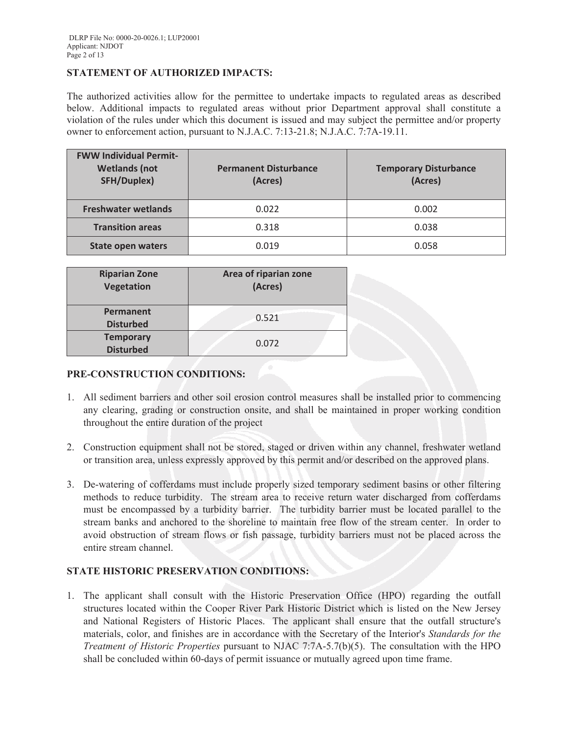## STATEMENT OF AUTHORIZED IMPACTS:

The authorized activities allow for the permittee to undertake impacts to regulated areas as described below. Additional impacts to regulated areas without prior Department approval shall constitute a violation of the rules under which this document is issued and may subject the permittee and/or property owner to enforcement action, pursuant to N.J.A.C. 7:13-21.8; N.J.A.C. 7:7A-19.11.

| FWW Individual Permit-Wetlands (not SFH/Duplex) | Permanent Disturbance (Acres) | Temporary Disturbance (Acres) |
|---|---|---|
| Freshwater wetlands | 0.022 | 0.002 |
| Transition areas | 0.318 | 0.038 |
| State open waters | 0.019 | 0.058 |

| Riparian Zone Vegetation | Area of riparian zone (Acres) |
|---|---|
| Permanent Disturbed | 0.521 |
| Temporary Disturbed | 0.072 |

## PRE-CONSTRUCTION CONDITIONS:

1. All sediment barriers and other soil erosion control measures shall be installed prior to commencing any clearing, grading or construction onsite, and shall be maintained in proper working condition throughout the entire duration of the project

2. Construction equipment shall not be stored, staged or driven within any channel, freshwater wetland or transition area, unless expressly approved by this permit and/or described on the approved plans.

3. De-watering of cofferdams must include properly sized temporary sediment basins or other filtering methods to reduce turbidity. The stream area to receive return water discharged from cofferdams must be encompassed by a turbidity barrier. The turbidity barrier must be located parallel to the stream banks and anchored to the shoreline to maintain free flow of the stream center. In order to avoid obstruction of stream flows or fish passage, turbidity barriers must not be placed across the entire stream channel.

## STATE HISTORIC PRESERVATION CONDITIONS:

1. The applicant shall consult with the Historic Preservation Office (HPO) regarding the outfall structures located within the Cooper River Park Historic District which is listed on the New Jersey and National Registers of Historic Places. The applicant shall ensure that the outfall structure's materials, color, and finishes are in accordance with the Secretary of the Interior's *Standards for the Treatment of Historic Properties* pursuant to NJAC 7:7A-5.7(b)(5). The consultation with the HPO shall be concluded within 60-days of permit issuance or mutually agreed upon time frame.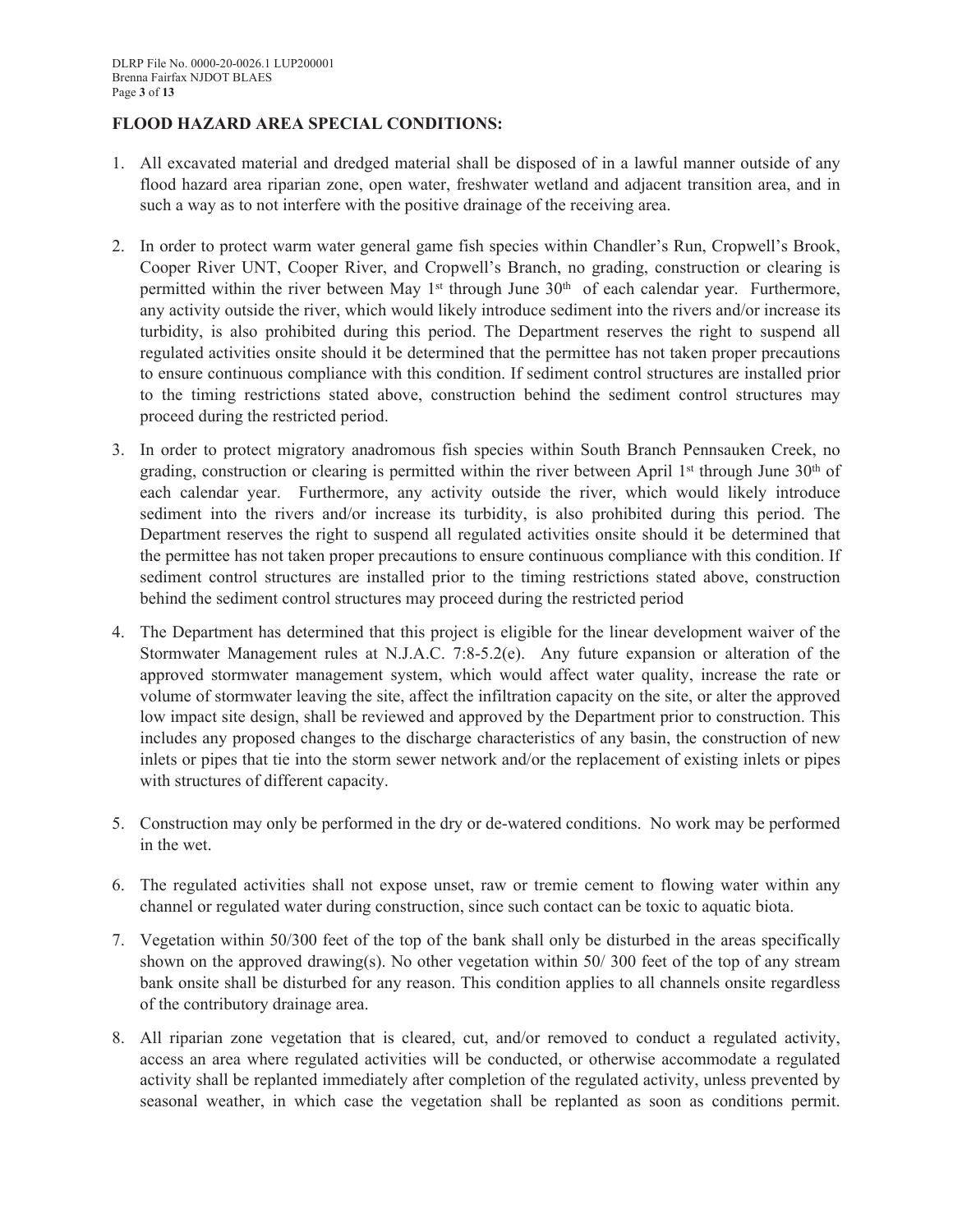## FLOOD HAZARD AREA SPECIAL CONDITIONS:

1. All excavated material and dredged material shall be disposed of in a lawful manner outside of any flood hazard area riparian zone, open water, freshwater wetland and adjacent transition area, and in such a way as to not interfere with the positive drainage of the receiving area.

2. In order to protect warm water general game fish species within Chandler's Run, Cropwell's Brook, Cooper River UNT, Cooper River, and Cropwell's Branch, no grading, construction or clearing is permitted within the river between May 1st through June 30th of each calendar year. Furthermore, any activity outside the river, which would likely introduce sediment into the rivers and/or increase its turbidity, is also prohibited during this period. The Department reserves the right to suspend all regulated activities onsite should it be determined that the permittee has not taken proper precautions to ensure continuous compliance with this condition. If sediment control structures are installed prior to the timing restrictions stated above, construction behind the sediment control structures may proceed during the restricted period.

3. In order to protect migratory anadromous fish species within South Branch Pennsauken Creek, no grading, construction or clearing is permitted within the river between April 1st through June 30th of each calendar year. Furthermore, any activity outside the river, which would likely introduce sediment into the rivers and/or increase its turbidity, is also prohibited during this period. The Department reserves the right to suspend all regulated activities onsite should it be determined that the permittee has not taken proper precautions to ensure continuous compliance with this condition. If sediment control structures are installed prior to the timing restrictions stated above, construction behind the sediment control structures may proceed during the restricted period

4. The Department has determined that this project is eligible for the linear development waiver of the Stormwater Management rules at N.J.A.C. 7:8-5.2(e). Any future expansion or alteration of the approved stormwater management system, which would affect water quality, increase the rate or volume of stormwater leaving the site, affect the infiltration capacity on the site, or alter the approved low impact site design, shall be reviewed and approved by the Department prior to construction. This includes any proposed changes to the discharge characteristics of any basin, the construction of new inlets or pipes that tie into the storm sewer network and/or the replacement of existing inlets or pipes with structures of different capacity.

5. Construction may only be performed in the dry or de-watered conditions. No work may be performed in the wet.

6. The regulated activities shall not expose unset, raw or tremie cement to flowing water within any channel or regulated water during construction, since such contact can be toxic to aquatic biota.

7. Vegetation within 50/300 feet of the top of the bank shall only be disturbed in the areas specifically shown on the approved drawing(s). No other vegetation within 50/ 300 feet of the top of any stream bank onsite shall be disturbed for any reason. This condition applies to all channels onsite regardless of the contributory drainage area.

8. All riparian zone vegetation that is cleared, cut, and/or removed to conduct a regulated activity, access an area where regulated activities will be conducted, or otherwise accommodate a regulated activity shall be replanted immediately after completion of the regulated activity, unless prevented by seasonal weather, in which case the vegetation shall be replanted as soon as conditions permit.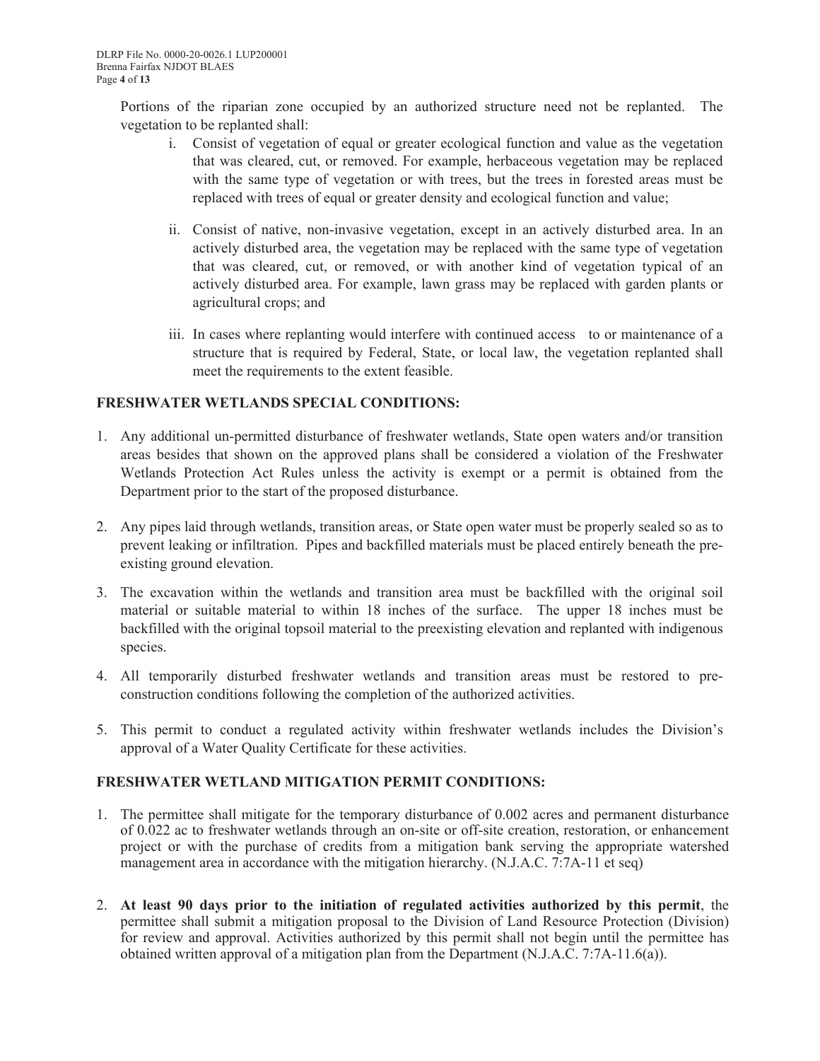Portions of the riparian zone occupied by an authorized structure need not be replanted. The vegetation to be replanted shall:

i. Consist of vegetation of equal or greater ecological function and value as the vegetation that was cleared, cut, or removed. For example, herbaceous vegetation may be replaced with the same type of vegetation or with trees, but the trees in forested areas must be replaced with trees of equal or greater density and ecological function and value;

ii. Consist of native, non-invasive vegetation, except in an actively disturbed area. In an actively disturbed area, the vegetation may be replaced with the same type of vegetation that was cleared, cut, or removed, or with another kind of vegetation typical of an actively disturbed area. For example, lawn grass may be replaced with garden plants or agricultural crops; and

iii. In cases where replanting would interfere with continued access to or maintenance of a structure that is required by Federal, State, or local law, the vegetation replanted shall meet the requirements to the extent feasible.

**FRESHWATER WETLANDS SPECIAL CONDITIONS:**

1. Any additional un-permitted disturbance of freshwater wetlands, State open waters and/or transition areas besides that shown on the approved plans shall be considered a violation of the Freshwater Wetlands Protection Act Rules unless the activity is exempt or a permit is obtained from the Department prior to the start of the proposed disturbance.

2. Any pipes laid through wetlands, transition areas, or State open water must be properly sealed so as to prevent leaking or infiltration. Pipes and backfilled materials must be placed entirely beneath the pre-existing ground elevation.

3. The excavation within the wetlands and transition area must be backfilled with the original soil material or suitable material to within 18 inches of the surface. The upper 18 inches must be backfilled with the original topsoil material to the preexisting elevation and replanted with indigenous species.

4. All temporarily disturbed freshwater wetlands and transition areas must be restored to pre-construction conditions following the completion of the authorized activities.

5. This permit to conduct a regulated activity within freshwater wetlands includes the Division's approval of a Water Quality Certificate for these activities.

**FRESHWATER WETLAND MITIGATION PERMIT CONDITIONS:**

1. The permittee shall mitigate for the temporary disturbance of 0.002 acres and permanent disturbance of 0.022 ac to freshwater wetlands through an on-site or off-site creation, restoration, or enhancement project or with the purchase of credits from a mitigation bank serving the appropriate watershed management area in accordance with the mitigation hierarchy. (N.J.A.C. 7:7A-11 et seq)

2. **At least 90 days prior to the initiation of regulated activities authorized by this permit**, the permittee shall submit a mitigation proposal to the Division of Land Resource Protection (Division) for review and approval. Activities authorized by this permit shall not begin until the permittee has obtained written approval of a mitigation plan from the Department (N.J.A.C. 7:7A-11.6(a)).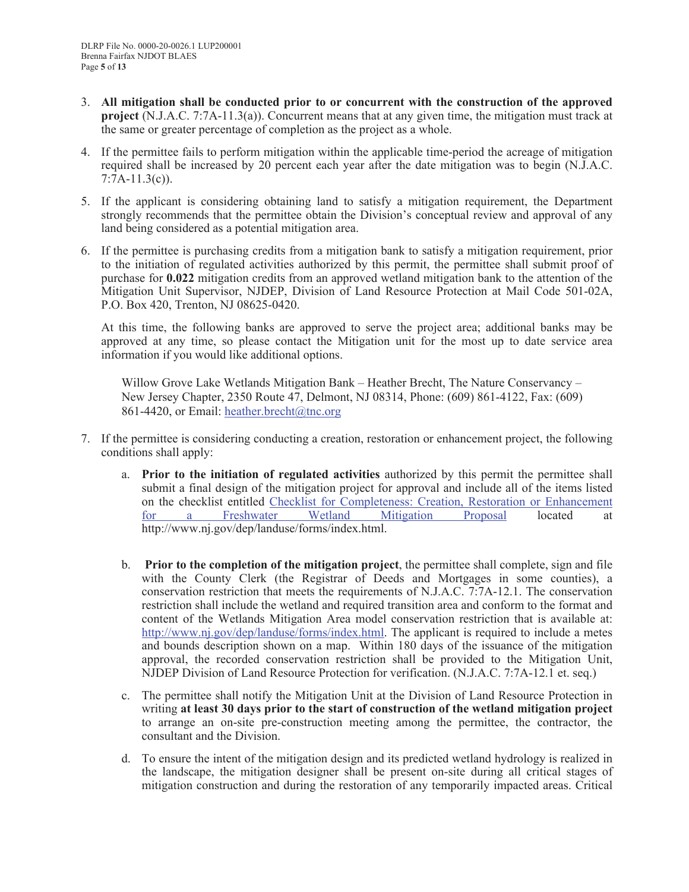3. **All mitigation shall be conducted prior to or concurrent with the construction of the approved project** (N.J.A.C. 7:7A-11.3(a)). Concurrent means that at any given time, the mitigation must track at the same or greater percentage of completion as the project as a whole.

4. If the permittee fails to perform mitigation within the applicable time-period the acreage of mitigation required shall be increased by 20 percent each year after the date mitigation was to begin (N.J.A.C. 7:7A-11.3(c)).

5. If the applicant is considering obtaining land to satisfy a mitigation requirement, the Department strongly recommends that the permittee obtain the Division's conceptual review and approval of any land being considered as a potential mitigation area.

6. If the permittee is purchasing credits from a mitigation bank to satisfy a mitigation requirement, prior to the initiation of regulated activities authorized by this permit, the permittee shall submit proof of purchase for **0.022** mitigation credits from an approved wetland mitigation bank to the attention of the Mitigation Unit Supervisor, NJDEP, Division of Land Resource Protection at Mail Code 501-02A, P.O. Box 420, Trenton, NJ 08625-0420.

   At this time, the following banks are approved to serve the project area; additional banks may be approved at any time, so please contact the Mitigation unit for the most up to date service area information if you would like additional options.

   Willow Grove Lake Wetlands Mitigation Bank – Heather Brecht, The Nature Conservancy – New Jersey Chapter, 2350 Route 47, Delmont, NJ 08314, Phone: (609) 861-4122, Fax: (609) 861-4420, or Email: heather.brecht@tnc.org

7. If the permittee is considering conducting a creation, restoration or enhancement project, the following conditions shall apply:

   a. **Prior to the initiation of regulated activities** authorized by this permit the permittee shall submit a final design of the mitigation project for approval and include all of the items listed on the checklist entitled Checklist for Completeness: Creation, Restoration or Enhancement for a Freshwater Wetland Mitigation Proposal located at http://www.nj.gov/dep/landuse/forms/index.html.

   b. **Prior to the completion of the mitigation project**, the permittee shall complete, sign and file with the County Clerk (the Registrar of Deeds and Mortgages in some counties), a conservation restriction that meets the requirements of N.J.A.C. 7:7A-12.1. The conservation restriction shall include the wetland and required transition area and conform to the format and content of the Wetlands Mitigation Area model conservation restriction that is available at: http://www.nj.gov/dep/landuse/forms/index.html. The applicant is required to include a metes and bounds description shown on a map. Within 180 days of the issuance of the mitigation approval, the recorded conservation restriction shall be provided to the Mitigation Unit, NJDEP Division of Land Resource Protection for verification. (N.J.A.C. 7:7A-12.1 et. seq.)

   c. The permittee shall notify the Mitigation Unit at the Division of Land Resource Protection in writing **at least 30 days prior to the start of construction of the wetland mitigation project** to arrange an on-site pre-construction meeting among the permittee, the contractor, the consultant and the Division.

   d. To ensure the intent of the mitigation design and its predicted wetland hydrology is realized in the landscape, the mitigation designer shall be present on-site during all critical stages of mitigation construction and during the restoration of any temporarily impacted areas. Critical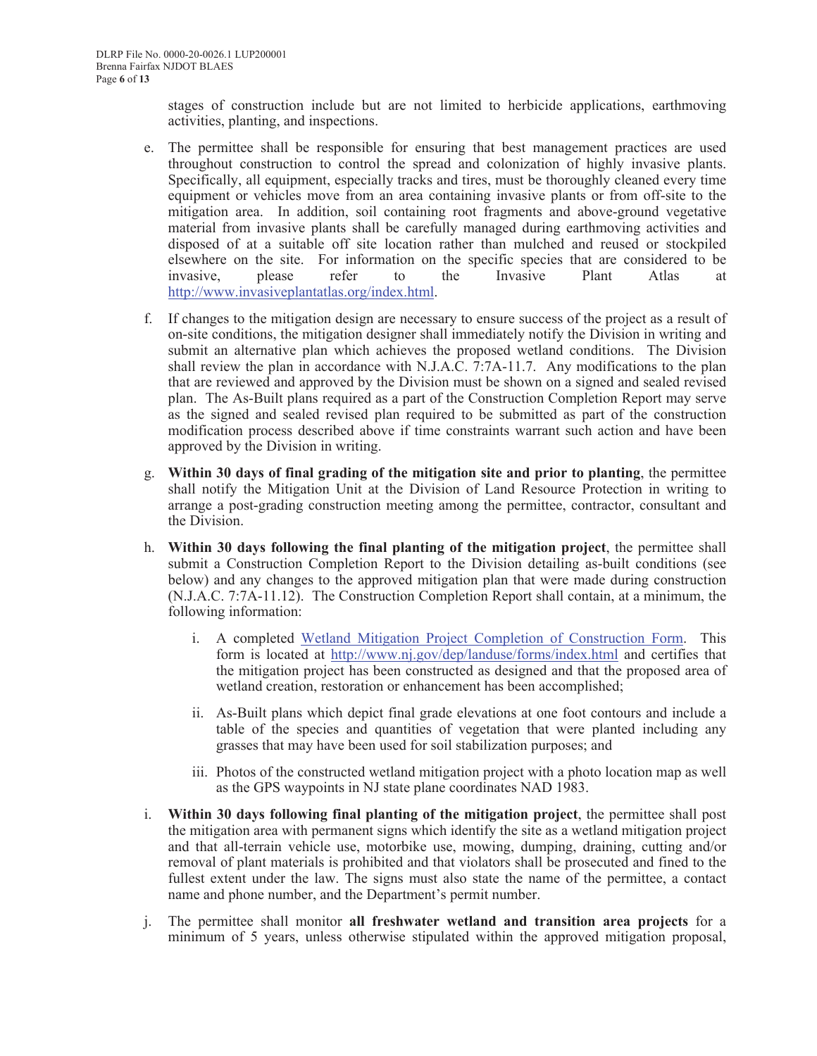stages of construction include but are not limited to herbicide applications, earthmoving activities, planting, and inspections.

e. The permittee shall be responsible for ensuring that best management practices are used throughout construction to control the spread and colonization of highly invasive plants. Specifically, all equipment, especially tracks and tires, must be thoroughly cleaned every time equipment or vehicles move from an area containing invasive plants or from off-site to the mitigation area. In addition, soil containing root fragments and above-ground vegetative material from invasive plants shall be carefully managed during earthmoving activities and disposed of at a suitable off site location rather than mulched and reused or stockpiled elsewhere on the site. For information on the specific species that are considered to be invasive, please refer to the Invasive Plant Atlas at http://www.invasiveplantatlas.org/index.html.

f. If changes to the mitigation design are necessary to ensure success of the project as a result of on-site conditions, the mitigation designer shall immediately notify the Division in writing and submit an alternative plan which achieves the proposed wetland conditions. The Division shall review the plan in accordance with N.J.A.C. 7:7A-11.7. Any modifications to the plan that are reviewed and approved by the Division must be shown on a signed and sealed revised plan. The As-Built plans required as a part of the Construction Completion Report may serve as the signed and sealed revised plan required to be submitted as part of the construction modification process described above if time constraints warrant such action and have been approved by the Division in writing.

g. **Within 30 days of final grading of the mitigation site and prior to planting**, the permittee shall notify the Mitigation Unit at the Division of Land Resource Protection in writing to arrange a post-grading construction meeting among the permittee, contractor, consultant and the Division.

h. **Within 30 days following the final planting of the mitigation project**, the permittee shall submit a Construction Completion Report to the Division detailing as-built conditions (see below) and any changes to the approved mitigation plan that were made during construction (N.J.A.C. 7:7A-11.12). The Construction Completion Report shall contain, at a minimum, the following information:

   i. A completed Wetland Mitigation Project Completion of Construction Form. This form is located at http://www.nj.gov/dep/landuse/forms/index.html and certifies that the mitigation project has been constructed as designed and that the proposed area of wetland creation, restoration or enhancement has been accomplished;

   ii. As-Built plans which depict final grade elevations at one foot contours and include a table of the species and quantities of vegetation that were planted including any grasses that may have been used for soil stabilization purposes; and

   iii. Photos of the constructed wetland mitigation project with a photo location map as well as the GPS waypoints in NJ state plane coordinates NAD 1983.

i. **Within 30 days following final planting of the mitigation project**, the permittee shall post the mitigation area with permanent signs which identify the site as a wetland mitigation project and that all-terrain vehicle use, motorbike use, mowing, dumping, draining, cutting and/or removal of plant materials is prohibited and that violators shall be prosecuted and fined to the fullest extent under the law. The signs must also state the name of the permittee, a contact name and phone number, and the Department's permit number.

j. The permittee shall monitor **all freshwater wetland and transition area projects** for a minimum of 5 years, unless otherwise stipulated within the approved mitigation proposal,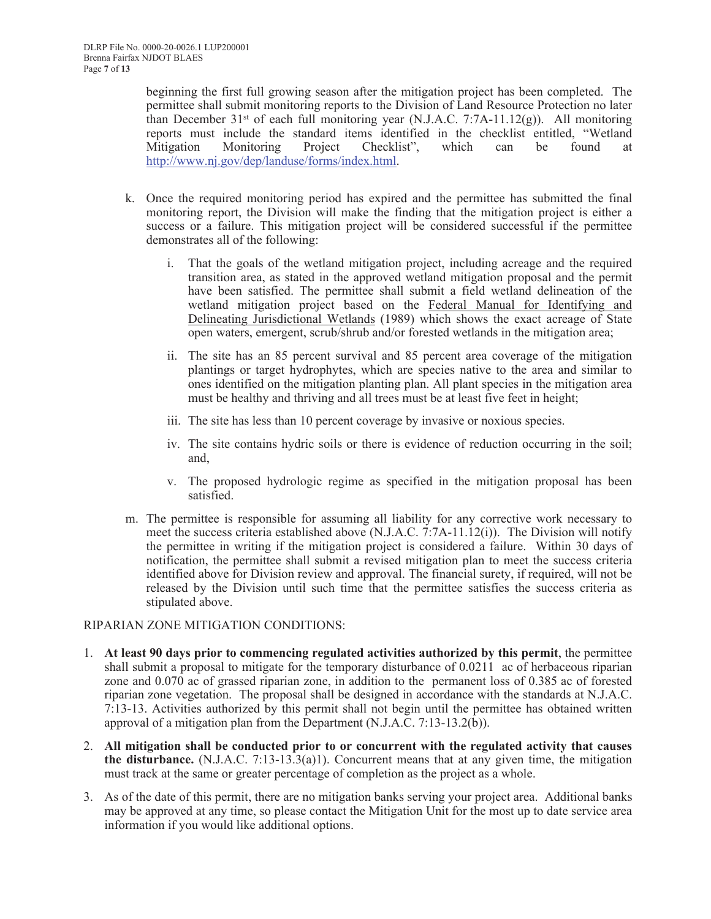beginning the first full growing season after the mitigation project has been completed. The permittee shall submit monitoring reports to the Division of Land Resource Protection no later than December 31st of each full monitoring year (N.J.A.C. 7:7A-11.12(g)). All monitoring reports must include the standard items identified in the checklist entitled, "Wetland Mitigation Monitoring Project Checklist", which can be found at http://www.nj.gov/dep/landuse/forms/index.html.

k. Once the required monitoring period has expired and the permittee has submitted the final monitoring report, the Division will make the finding that the mitigation project is either a success or a failure. This mitigation project will be considered successful if the permittee demonstrates all of the following:

   i. That the goals of the wetland mitigation project, including acreage and the required transition area, as stated in the approved wetland mitigation proposal and the permit have been satisfied. The permittee shall submit a field wetland delineation of the wetland mitigation project based on the Federal Manual for Identifying and Delineating Jurisdictional Wetlands (1989) which shows the exact acreage of State open waters, emergent, scrub/shrub and/or forested wetlands in the mitigation area;

   ii. The site has an 85 percent survival and 85 percent area coverage of the mitigation plantings or target hydrophytes, which are species native to the area and similar to ones identified on the mitigation planting plan. All plant species in the mitigation area must be healthy and thriving and all trees must be at least five feet in height;

   iii. The site has less than 10 percent coverage by invasive or noxious species.

   iv. The site contains hydric soils or there is evidence of reduction occurring in the soil; and,

   v. The proposed hydrologic regime as specified in the mitigation proposal has been satisfied.

m. The permittee is responsible for assuming all liability for any corrective work necessary to meet the success criteria established above (N.J.A.C. 7:7A-11.12(i)). The Division will notify the permittee in writing if the mitigation project is considered a failure. Within 30 days of notification, the permittee shall submit a revised mitigation plan to meet the success criteria identified above for Division review and approval. The financial surety, if required, will not be released by the Division until such time that the permittee satisfies the success criteria as stipulated above.

RIPARIAN ZONE MITIGATION CONDITIONS:

1. **At least 90 days prior to commencing regulated activities authorized by this permit**, the permittee shall submit a proposal to mitigate for the temporary disturbance of 0.0211 ac of herbaceous riparian zone and 0.070 ac of grassed riparian zone, in addition to the permanent loss of 0.385 ac of forested riparian zone vegetation. The proposal shall be designed in accordance with the standards at N.J.A.C. 7:13-13. Activities authorized by this permit shall not begin until the permittee has obtained written approval of a mitigation plan from the Department (N.J.A.C. 7:13-13.2(b)).

2. **All mitigation shall be conducted prior to or concurrent with the regulated activity that causes the disturbance.** (N.J.A.C. 7:13-13.3(a)1). Concurrent means that at any given time, the mitigation must track at the same or greater percentage of completion as the project as a whole.

3. As of the date of this permit, there are no mitigation banks serving your project area. Additional banks may be approved at any time, so please contact the Mitigation Unit for the most up to date service area information if you would like additional options.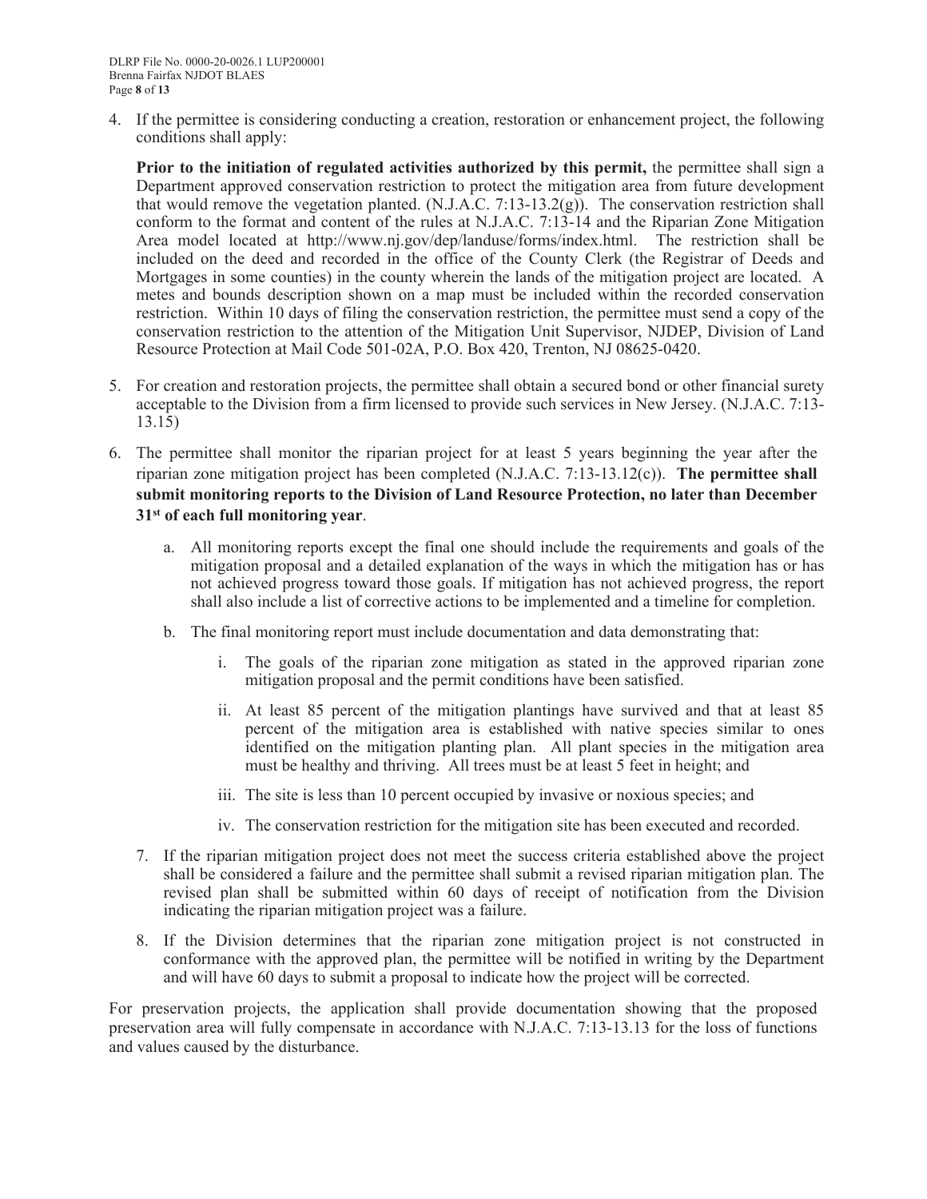4. If the permittee is considering conducting a creation, restoration or enhancement project, the following conditions shall apply:

   **Prior to the initiation of regulated activities authorized by this permit,** the permittee shall sign a Department approved conservation restriction to protect the mitigation area from future development that would remove the vegetation planted. (N.J.A.C. 7:13-13.2(g)). The conservation restriction shall conform to the format and content of the rules at N.J.A.C. 7:13-14 and the Riparian Zone Mitigation Area model located at http://www.nj.gov/dep/landuse/forms/index.html. The restriction shall be included on the deed and recorded in the office of the County Clerk (the Registrar of Deeds and Mortgages in some counties) in the county wherein the lands of the mitigation project are located. A metes and bounds description shown on a map must be included within the recorded conservation restriction. Within 10 days of filing the conservation restriction, the permittee must send a copy of the conservation restriction to the attention of the Mitigation Unit Supervisor, NJDEP, Division of Land Resource Protection at Mail Code 501-02A, P.O. Box 420, Trenton, NJ 08625-0420.

5. For creation and restoration projects, the permittee shall obtain a secured bond or other financial surety acceptable to the Division from a firm licensed to provide such services in New Jersey. (N.J.A.C. 7:13-13.15)

6. The permittee shall monitor the riparian project for at least 5 years beginning the year after the riparian zone mitigation project has been completed (N.J.A.C. 7:13-13.12(c)). **The permittee shall submit monitoring reports to the Division of Land Resource Protection, no later than December 31st of each full monitoring year**.

   a. All monitoring reports except the final one should include the requirements and goals of the mitigation proposal and a detailed explanation of the ways in which the mitigation has or has not achieved progress toward those goals. If mitigation has not achieved progress, the report shall also include a list of corrective actions to be implemented and a timeline for completion.

   b. The final monitoring report must include documentation and data demonstrating that:

      i. The goals of the riparian zone mitigation as stated in the approved riparian zone mitigation proposal and the permit conditions have been satisfied.

      ii. At least 85 percent of the mitigation plantings have survived and that at least 85 percent of the mitigation area is established with native species similar to ones identified on the mitigation planting plan. All plant species in the mitigation area must be healthy and thriving. All trees must be at least 5 feet in height; and

      iii. The site is less than 10 percent occupied by invasive or noxious species; and

      iv. The conservation restriction for the mitigation site has been executed and recorded.

7. If the riparian mitigation project does not meet the success criteria established above the project shall be considered a failure and the permittee shall submit a revised riparian mitigation plan. The revised plan shall be submitted within 60 days of receipt of notification from the Division indicating the riparian mitigation project was a failure.

8. If the Division determines that the riparian zone mitigation project is not constructed in conformance with the approved plan, the permittee will be notified in writing by the Department and will have 60 days to submit a proposal to indicate how the project will be corrected.

For preservation projects, the application shall provide documentation showing that the proposed preservation area will fully compensate in accordance with N.J.A.C. 7:13-13.13 for the loss of functions and values caused by the disturbance.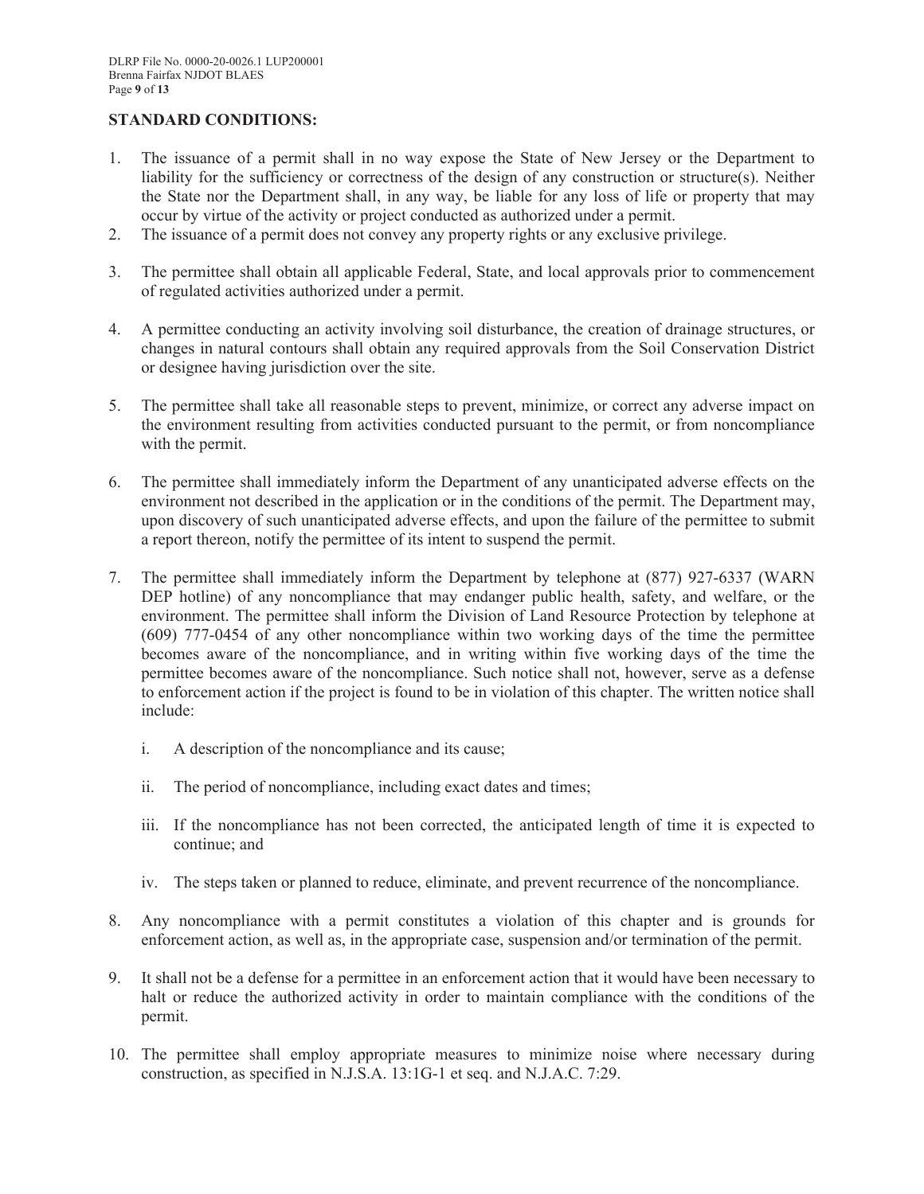## STANDARD CONDITIONS:

1. The issuance of a permit shall in no way expose the State of New Jersey or the Department to liability for the sufficiency or correctness of the design of any construction or structure(s). Neither the State nor the Department shall, in any way, be liable for any loss of life or property that may occur by virtue of the activity or project conducted as authorized under a permit.
2. The issuance of a permit does not convey any property rights or any exclusive privilege.
3. The permittee shall obtain all applicable Federal, State, and local approvals prior to commencement of regulated activities authorized under a permit.
4. A permittee conducting an activity involving soil disturbance, the creation of drainage structures, or changes in natural contours shall obtain any required approvals from the Soil Conservation District or designee having jurisdiction over the site.
5. The permittee shall take all reasonable steps to prevent, minimize, or correct any adverse impact on the environment resulting from activities conducted pursuant to the permit, or from noncompliance with the permit.
6. The permittee shall immediately inform the Department of any unanticipated adverse effects on the environment not described in the application or in the conditions of the permit. The Department may, upon discovery of such unanticipated adverse effects, and upon the failure of the permittee to submit a report thereon, notify the permittee of its intent to suspend the permit.
7. The permittee shall immediately inform the Department by telephone at (877) 927-6337 (WARN DEP hotline) of any noncompliance that may endanger public health, safety, and welfare, or the environment. The permittee shall inform the Division of Land Resource Protection by telephone at (609) 777-0454 of any other noncompliance within two working days of the time the permittee becomes aware of the noncompliance, and in writing within five working days of the time the permittee becomes aware of the noncompliance. Such notice shall not, however, serve as a defense to enforcement action if the project is found to be in violation of this chapter. The written notice shall include:

    i. A description of the noncompliance and its cause;

    ii. The period of noncompliance, including exact dates and times;

    iii. If the noncompliance has not been corrected, the anticipated length of time it is expected to continue; and

    iv. The steps taken or planned to reduce, eliminate, and prevent recurrence of the noncompliance.

8. Any noncompliance with a permit constitutes a violation of this chapter and is grounds for enforcement action, as well as, in the appropriate case, suspension and/or termination of the permit.
9. It shall not be a defense for a permittee in an enforcement action that it would have been necessary to halt or reduce the authorized activity in order to maintain compliance with the conditions of the permit.
10. The permittee shall employ appropriate measures to minimize noise where necessary during construction, as specified in N.J.S.A. 13:1G-1 et seq. and N.J.A.C. 7:29.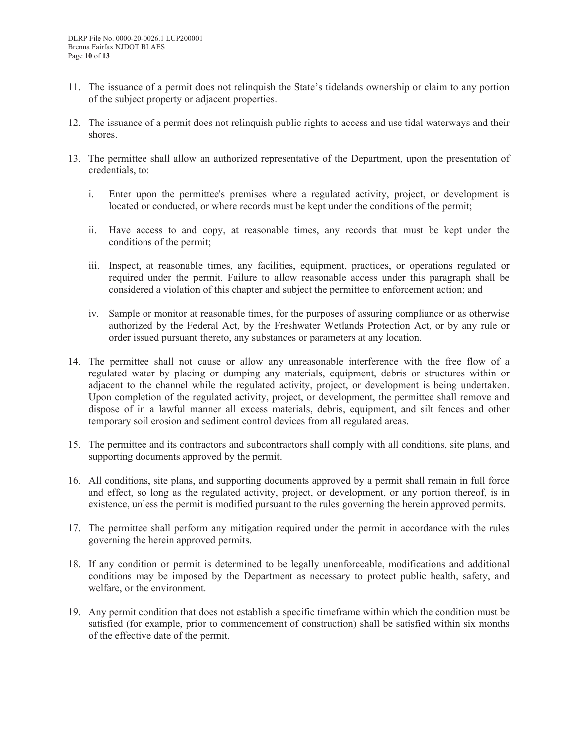11. The issuance of a permit does not relinquish the State's tidelands ownership or claim to any portion of the subject property or adjacent properties.

12. The issuance of a permit does not relinquish public rights to access and use tidal waterways and their shores.

13. The permittee shall allow an authorized representative of the Department, upon the presentation of credentials, to:

    i. Enter upon the permittee's premises where a regulated activity, project, or development is located or conducted, or where records must be kept under the conditions of the permit;

    ii. Have access to and copy, at reasonable times, any records that must be kept under the conditions of the permit;

    iii. Inspect, at reasonable times, any facilities, equipment, practices, or operations regulated or required under the permit. Failure to allow reasonable access under this paragraph shall be considered a violation of this chapter and subject the permittee to enforcement action; and

    iv. Sample or monitor at reasonable times, for the purposes of assuring compliance or as otherwise authorized by the Federal Act, by the Freshwater Wetlands Protection Act, or by any rule or order issued pursuant thereto, any substances or parameters at any location.

14. The permittee shall not cause or allow any unreasonable interference with the free flow of a regulated water by placing or dumping any materials, equipment, debris or structures within or adjacent to the channel while the regulated activity, project, or development is being undertaken. Upon completion of the regulated activity, project, or development, the permittee shall remove and dispose of in a lawful manner all excess materials, debris, equipment, and silt fences and other temporary soil erosion and sediment control devices from all regulated areas.

15. The permittee and its contractors and subcontractors shall comply with all conditions, site plans, and supporting documents approved by the permit.

16. All conditions, site plans, and supporting documents approved by a permit shall remain in full force and effect, so long as the regulated activity, project, or development, or any portion thereof, is in existence, unless the permit is modified pursuant to the rules governing the herein approved permits.

17. The permittee shall perform any mitigation required under the permit in accordance with the rules governing the herein approved permits.

18. If any condition or permit is determined to be legally unenforceable, modifications and additional conditions may be imposed by the Department as necessary to protect public health, safety, and welfare, or the environment.

19. Any permit condition that does not establish a specific timeframe within which the condition must be satisfied (for example, prior to commencement of construction) shall be satisfied within six months of the effective date of the permit.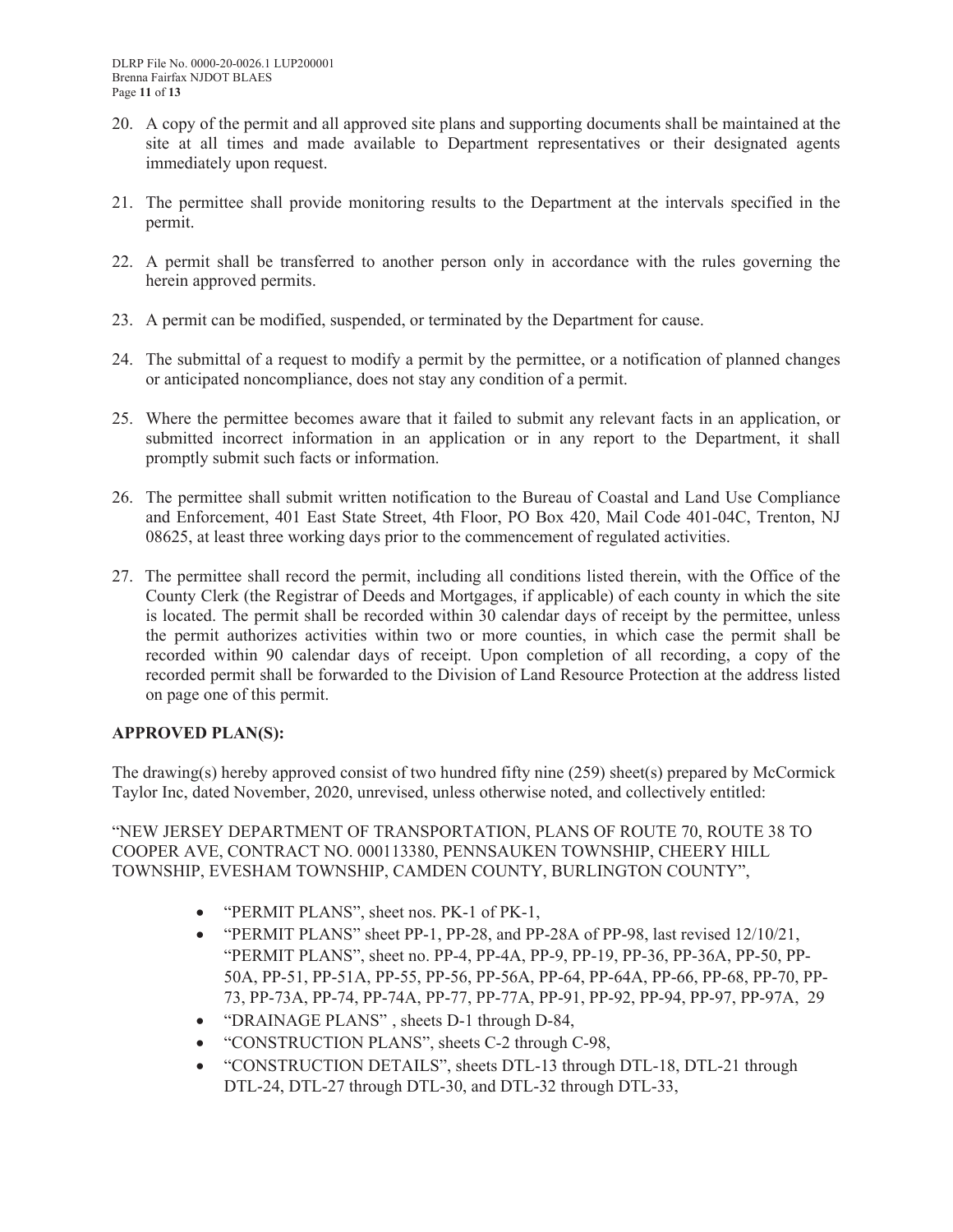20. A copy of the permit and all approved site plans and supporting documents shall be maintained at the site at all times and made available to Department representatives or their designated agents immediately upon request.

21. The permittee shall provide monitoring results to the Department at the intervals specified in the permit.

22. A permit shall be transferred to another person only in accordance with the rules governing the herein approved permits.

23. A permit can be modified, suspended, or terminated by the Department for cause.

24. The submittal of a request to modify a permit by the permittee, or a notification of planned changes or anticipated noncompliance, does not stay any condition of a permit.

25. Where the permittee becomes aware that it failed to submit any relevant facts in an application, or submitted incorrect information in an application or in any report to the Department, it shall promptly submit such facts or information.

26. The permittee shall submit written notification to the Bureau of Coastal and Land Use Compliance and Enforcement, 401 East State Street, 4th Floor, PO Box 420, Mail Code 401-04C, Trenton, NJ 08625, at least three working days prior to the commencement of regulated activities.

27. The permittee shall record the permit, including all conditions listed therein, with the Office of the County Clerk (the Registrar of Deeds and Mortgages, if applicable) of each county in which the site is located. The permit shall be recorded within 30 calendar days of receipt by the permittee, unless the permit authorizes activities within two or more counties, in which case the permit shall be recorded within 90 calendar days of receipt. Upon completion of all recording, a copy of the recorded permit shall be forwarded to the Division of Land Resource Protection at the address listed on page one of this permit.

**APPROVED PLAN(S):**

The drawing(s) hereby approved consist of two hundred fifty nine (259) sheet(s) prepared by McCormick Taylor Inc, dated November, 2020, unrevised, unless otherwise noted, and collectively entitled:

"NEW JERSEY DEPARTMENT OF TRANSPORTATION, PLANS OF ROUTE 70, ROUTE 38 TO COOPER AVE, CONTRACT NO. 000113380, PENNSAUKEN TOWNSHIP, CHEERY HILL TOWNSHIP, EVESHAM TOWNSHIP, CAMDEN COUNTY, BURLINGTON COUNTY",

- "PERMIT PLANS", sheet nos. PK-1 of PK-1,
- "PERMIT PLANS" sheet PP-1, PP-28, and PP-28A of PP-98, last revised 12/10/21, "PERMIT PLANS", sheet no. PP-4, PP-4A, PP-9, PP-19, PP-36, PP-36A, PP-50, PP-50A, PP-51, PP-51A, PP-55, PP-56, PP-56A, PP-64, PP-64A, PP-66, PP-68, PP-70, PP-73, PP-73A, PP-74, PP-74A, PP-77, PP-77A, PP-91, PP-92, PP-94, PP-97, PP-97A, 29
- "DRAINAGE PLANS" , sheets D-1 through D-84,
- "CONSTRUCTION PLANS", sheets C-2 through C-98,
- "CONSTRUCTION DETAILS", sheets DTL-13 through DTL-18, DTL-21 through DTL-24, DTL-27 through DTL-30, and DTL-32 through DTL-33,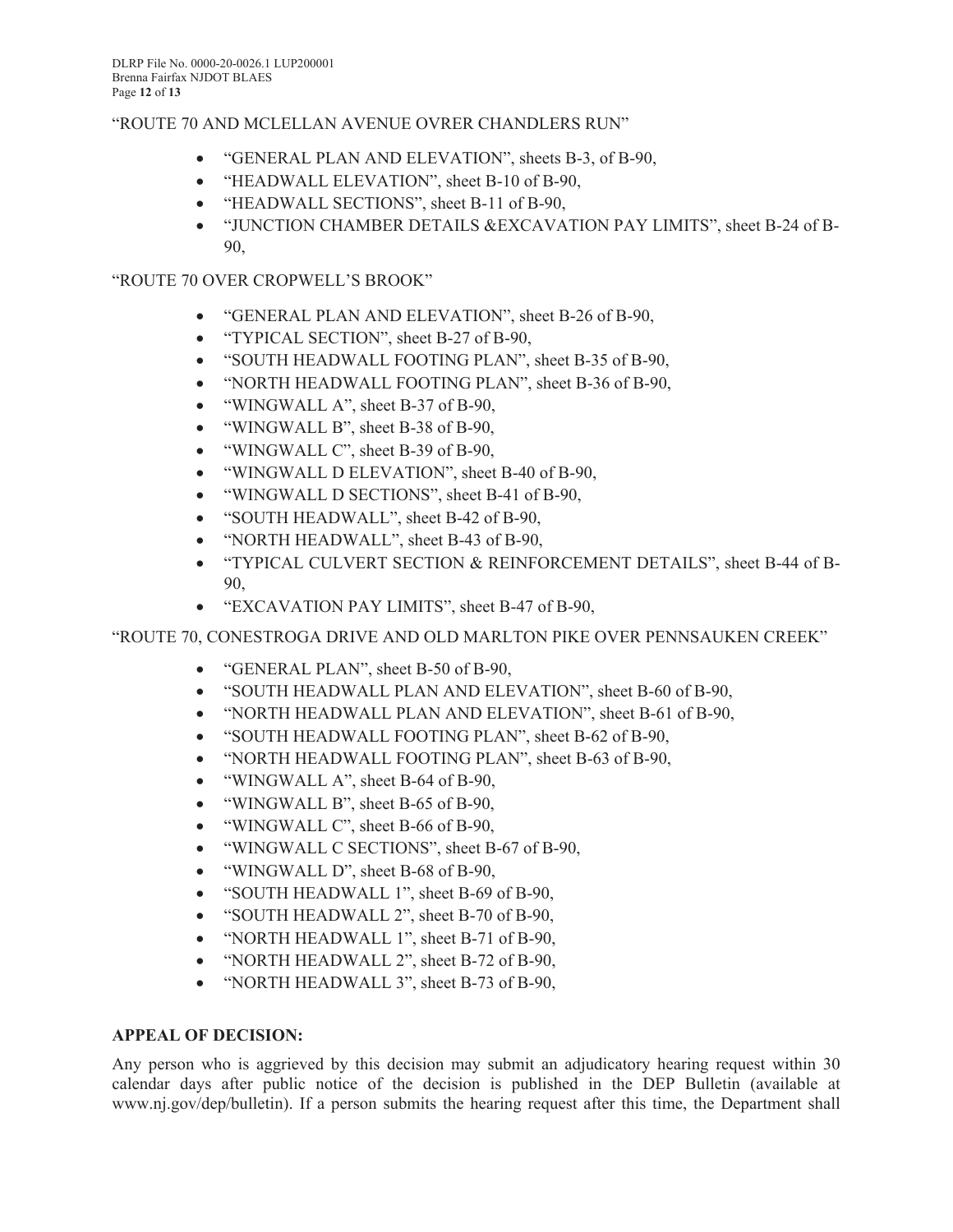"ROUTE 70 AND MCLELLAN AVENUE OVRER CHANDLERS RUN"

- "GENERAL PLAN AND ELEVATION", sheets B-3, of B-90,
- "HEADWALL ELEVATION", sheet B-10 of B-90,
- "HEADWALL SECTIONS", sheet B-11 of B-90,
- "JUNCTION CHAMBER DETAILS &EXCAVATION PAY LIMITS", sheet B-24 of B-90,

"ROUTE 70 OVER CROPWELL'S BROOK"

- "GENERAL PLAN AND ELEVATION", sheet B-26 of B-90,
- "TYPICAL SECTION", sheet B-27 of B-90,
- "SOUTH HEADWALL FOOTING PLAN", sheet B-35 of B-90,
- "NORTH HEADWALL FOOTING PLAN", sheet B-36 of B-90,
- "WINGWALL A", sheet B-37 of B-90,
- "WINGWALL B", sheet B-38 of B-90,
- "WINGWALL C", sheet B-39 of B-90,
- "WINGWALL D ELEVATION", sheet B-40 of B-90,
- "WINGWALL D SECTIONS", sheet B-41 of B-90,
- "SOUTH HEADWALL", sheet B-42 of B-90,
- "NORTH HEADWALL", sheet B-43 of B-90,
- "TYPICAL CULVERT SECTION & REINFORCEMENT DETAILS", sheet B-44 of B-90,
- "EXCAVATION PAY LIMITS", sheet B-47 of B-90,

"ROUTE 70, CONESTROGA DRIVE AND OLD MARLTON PIKE OVER PENNSAUKEN CREEK"

- "GENERAL PLAN", sheet B-50 of B-90,
- "SOUTH HEADWALL PLAN AND ELEVATION", sheet B-60 of B-90,
- "NORTH HEADWALL PLAN AND ELEVATION", sheet B-61 of B-90,
- "SOUTH HEADWALL FOOTING PLAN", sheet B-62 of B-90,
- "NORTH HEADWALL FOOTING PLAN", sheet B-63 of B-90,
- "WINGWALL A", sheet B-64 of B-90,
- "WINGWALL B", sheet B-65 of B-90,
- "WINGWALL C", sheet B-66 of B-90,
- "WINGWALL C SECTIONS", sheet B-67 of B-90,
- "WINGWALL D", sheet B-68 of B-90,
- "SOUTH HEADWALL 1", sheet B-69 of B-90,
- "SOUTH HEADWALL 2", sheet B-70 of B-90,
- "NORTH HEADWALL 1", sheet B-71 of B-90,
- "NORTH HEADWALL 2", sheet B-72 of B-90,
- "NORTH HEADWALL 3", sheet B-73 of B-90,

**APPEAL OF DECISION:**

Any person who is aggrieved by this decision may submit an adjudicatory hearing request within 30 calendar days after public notice of the decision is published in the DEP Bulletin (available at www.nj.gov/dep/bulletin). If a person submits the hearing request after this time, the Department shall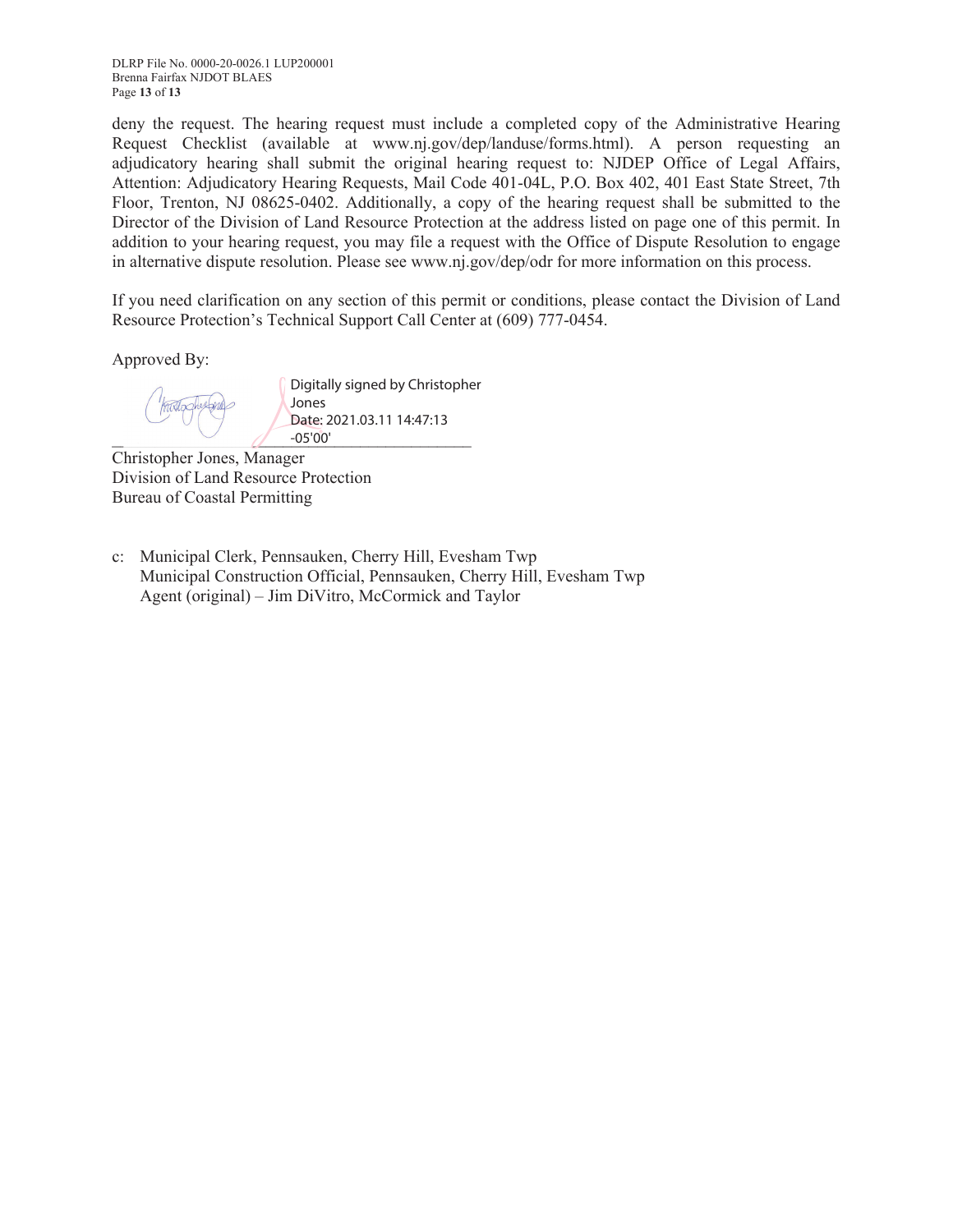deny the request. The hearing request must include a completed copy of the Administrative Hearing Request Checklist (available at www.nj.gov/dep/landuse/forms.html). A person requesting an adjudicatory hearing shall submit the original hearing request to: NJDEP Office of Legal Affairs, Attention: Adjudicatory Hearing Requests, Mail Code 401-04L, P.O. Box 402, 401 East State Street, 7th Floor, Trenton, NJ 08625-0402. Additionally, a copy of the hearing request shall be submitted to the Director of the Division of Land Resource Protection at the address listed on page one of this permit. In addition to your hearing request, you may file a request with the Office of Dispute Resolution to engage in alternative dispute resolution. Please see www.nj.gov/dep/odr for more information on this process.

If you need clarification on any section of this permit or conditions, please contact the Division of Land Resource Protection's Technical Support Call Center at (609) 777-0454.

Approved By:

Digitally signed by Christopher Jones
Date: 2021.03.11 14:47:13 -05'00'

Christopher Jones, Manager
Division of Land Resource Protection
Bureau of Coastal Permitting

c: Municipal Clerk, Pennsauken, Cherry Hill, Evesham Twp
Municipal Construction Official, Pennsauken, Cherry Hill, Evesham Twp
Agent (original) – Jim DiVitro, McCormick and Taylor